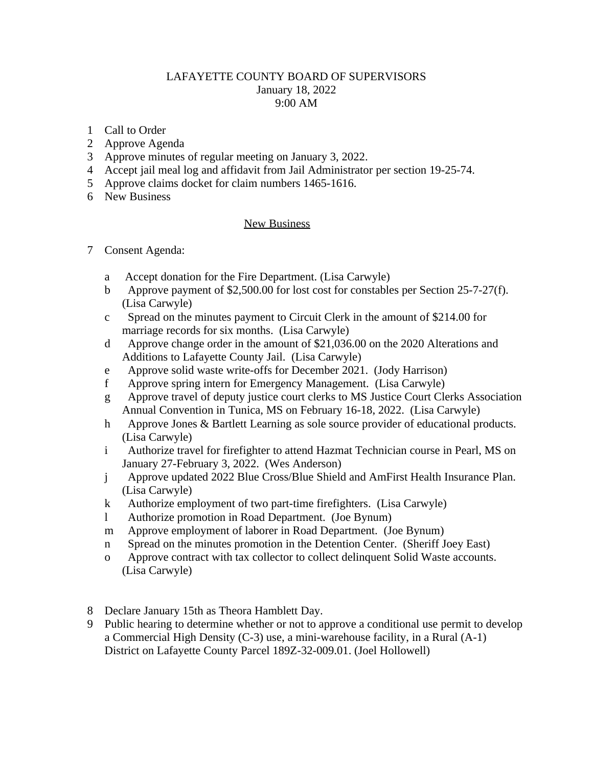# LAFAYETTE COUNTY BOARD OF SUPERVISORS

January 18, 2022

9:00 AM

1. Call to Order
2. Approve Agenda
3. Approve minutes of regular meeting on January 3, 2022.
4. Accept jail meal log and affidavit from Jail Administrator per section 19-25-74.
5. Approve claims docket for claim numbers 1465-1616.
6. New Business

## New Business

7. Consent Agenda:

   a. Accept donation for the Fire Department. (Lisa Carwyle)

   b. Approve payment of $2,500.00 for lost cost for constables per Section 25-7-27(f). (Lisa Carwyle)

   c. Spread on the minutes payment to Circuit Clerk in the amount of $214.00 for marriage records for six months. (Lisa Carwyle)

   d. Approve change order in the amount of $21,036.00 on the 2020 Alterations and Additions to Lafayette County Jail. (Lisa Carwyle)

   e. Approve solid waste write-offs for December 2021. (Jody Harrison)

   f. Approve spring intern for Emergency Management. (Lisa Carwyle)

   g. Approve travel of deputy justice court clerks to MS Justice Court Clerks Association Annual Convention in Tunica, MS on February 16-18, 2022. (Lisa Carwyle)

   h. Approve Jones & Bartlett Learning as sole source provider of educational products. (Lisa Carwyle)

   i. Authorize travel for firefighter to attend Hazmat Technician course in Pearl, MS on January 27-February 3, 2022. (Wes Anderson)

   j. Approve updated 2022 Blue Cross/Blue Shield and AmFirst Health Insurance Plan. (Lisa Carwyle)

   k. Authorize employment of two part-time firefighters. (Lisa Carwyle)

   l. Authorize promotion in Road Department. (Joe Bynum)

   m. Approve employment of laborer in Road Department. (Joe Bynum)

   n. Spread on the minutes promotion in the Detention Center. (Sheriff Joey East)

   o. Approve contract with tax collector to collect delinquent Solid Waste accounts. (Lisa Carwyle)

8. Declare January 15th as Theora Hamblett Day.
9. Public hearing to determine whether or not to approve a conditional use permit to develop a Commercial High Density (C-3) use, a mini-warehouse facility, in a Rural (A-1) District on Lafayette County Parcel 189Z-32-009.01. (Joel Hollowell)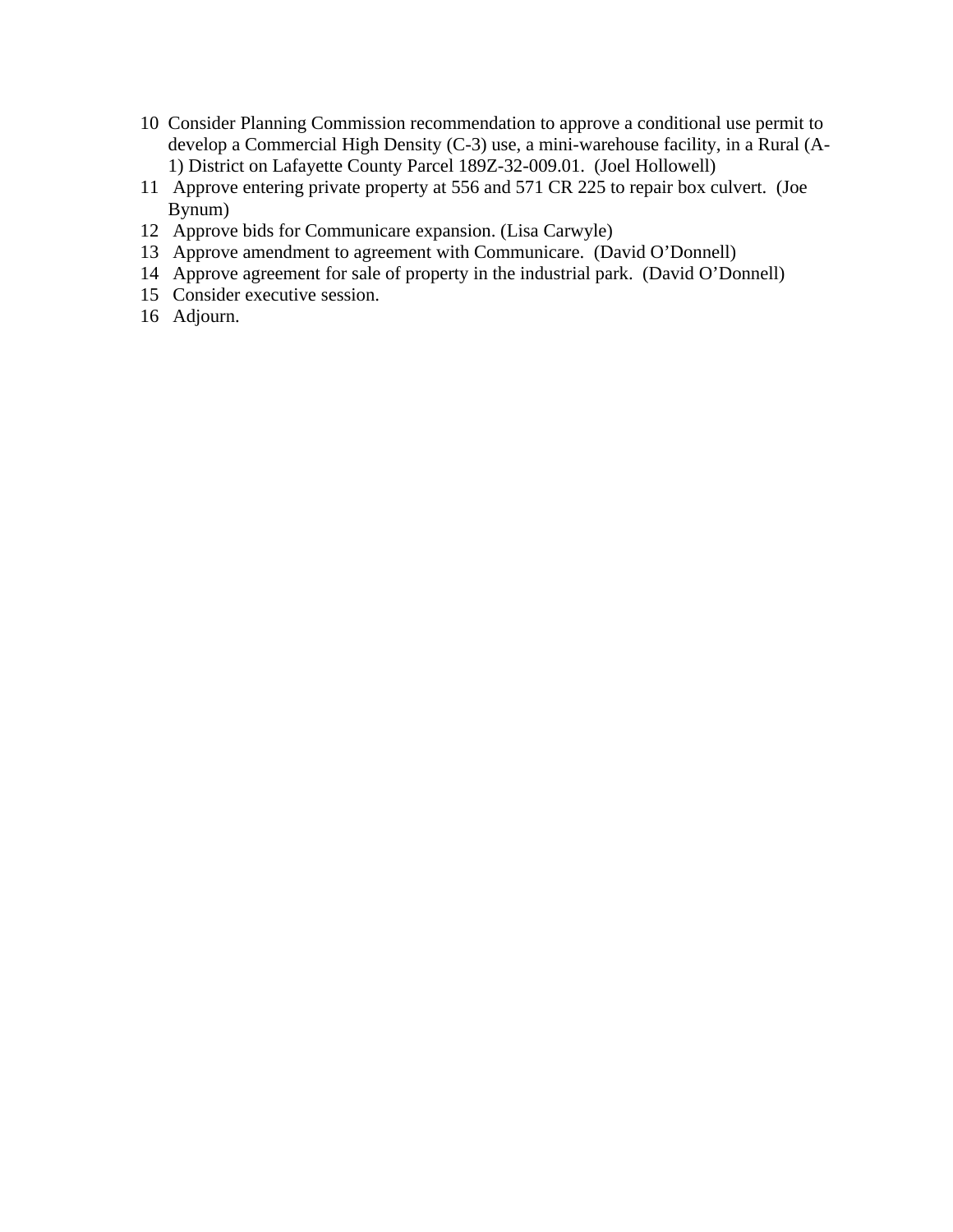10. Consider Planning Commission recommendation to approve a conditional use permit to develop a Commercial High Density (C-3) use, a mini-warehouse facility, in a Rural (A-1) District on Lafayette County Parcel 189Z-32-009.01. (Joel Hollowell)
11. Approve entering private property at 556 and 571 CR 225 to repair box culvert. (Joe Bynum)
12. Approve bids for Communicare expansion. (Lisa Carwyle)
13. Approve amendment to agreement with Communicare. (David O'Donnell)
14. Approve agreement for sale of property in the industrial park. (David O'Donnell)
15. Consider executive session.
16. Adjourn.